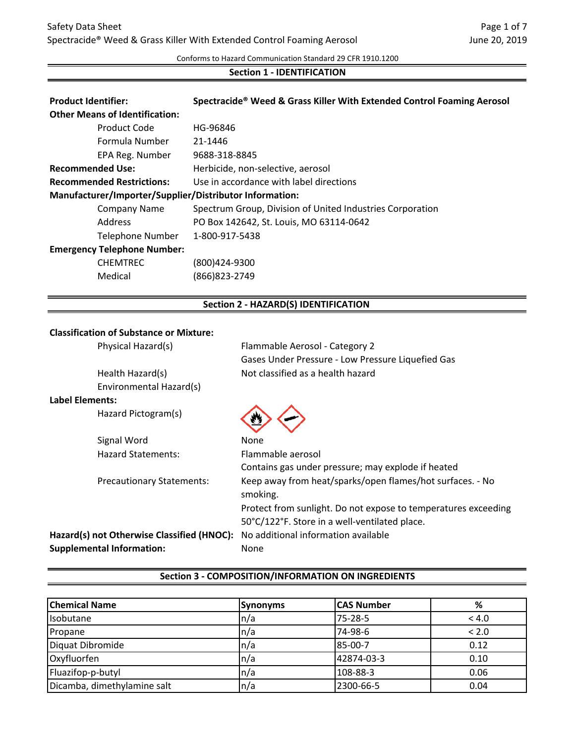Safety Data Sheet
Spectracide® Weed & Grass Killer With Extended Control Foaming Aerosol

Conforms to Hazard Communication Standard 29 CFR 1910.1200

## Section 1 - IDENTIFICATION

**Product Identifier:** **Spectracide® Weed & Grass Killer With Extended Control Foaming Aerosol**

**Other Means of Identification:**

- Product Code: HG-96846
- Formula Number: 21-1446
- EPA Reg. Number: 9688-318-8845

**Recommended Use:** Herbicide, non-selective, aerosol

**Recommended Restrictions:** Use in accordance with label directions

**Manufacturer/Importer/Supplier/Distributor Information:**

- Company Name: Spectrum Group, Division of United Industries Corporation
- Address: PO Box 142642, St. Louis, MO 63114-0642
- Telephone Number: 1-800-917-5438

**Emergency Telephone Number:**

- CHEMTREC: (800)424-9300
- Medical: (866)823-2749

## Section 2 - HAZARD(S) IDENTIFICATION

**Classification of Substance or Mixture:**

- Physical Hazard(s): Flammable Aerosol - Category 2; Gases Under Pressure - Low Pressure Liquefied Gas
- Health Hazard(s): Not classified as a health hazard
- Environmental Hazard(s):

**Label Elements:**

- Hazard Pictogram(s):
- Signal Word: None
- Hazard Statements: Flammable aerosol; Contains gas under pressure; may explode if heated
- Precautionary Statements: Keep away from heat/sparks/open flames/hot surfaces. - No smoking. Protect from sunlight. Do not expose to temperatures exceeding 50°C/122°F. Store in a well-ventilated place.

**Hazard(s) not Otherwise Classified (HNOC):** No additional information available

**Supplemental Information:** None

## Section 3 - COMPOSITION/INFORMATION ON INGREDIENTS

| Chemical Name | Synonyms | CAS Number | % |
|---|---|---|---|
| Isobutane | n/a | 75-28-5 | < 4.0 |
| Propane | n/a | 74-98-6 | < 2.0 |
| Diquat Dibromide | n/a | 85-00-7 | 0.12 |
| Oxyfluorfen | n/a | 42874-03-3 | 0.10 |
| Fluazifop-p-butyl | n/a | 108-88-3 | 0.06 |
| Dicamba, dimethylamine salt | n/a | 2300-66-5 | 0.04 |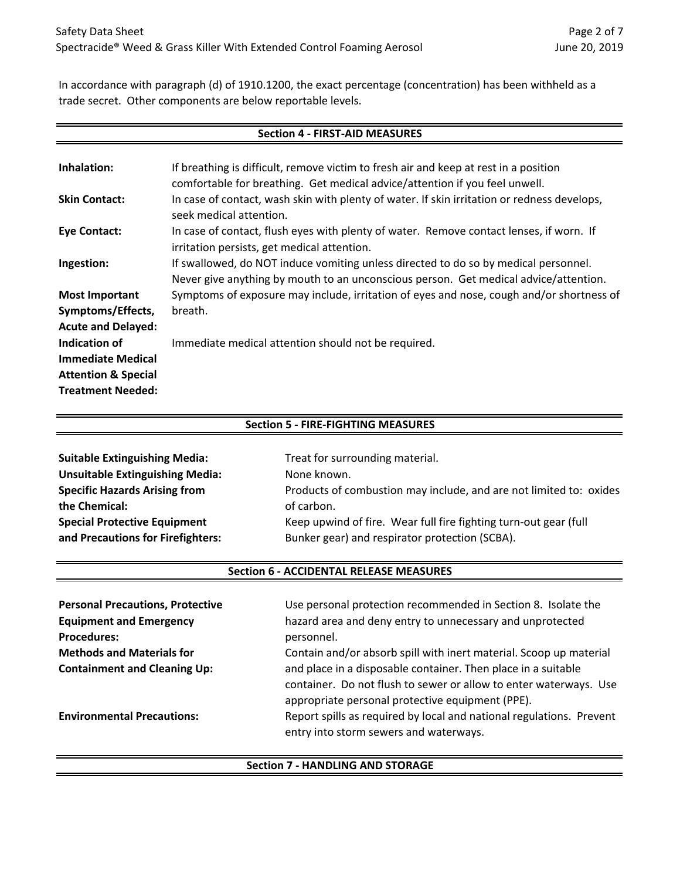In accordance with paragraph (d) of 1910.1200, the exact percentage (concentration) has been withheld as a trade secret. Other components are below reportable levels.

## Section 4 - FIRST-AID MEASURES

| | |
|---|---|
| **Inhalation:** | If breathing is difficult, remove victim to fresh air and keep at rest in a position comfortable for breathing. Get medical advice/attention if you feel unwell. |
| **Skin Contact:** | In case of contact, wash skin with plenty of water. If skin irritation or redness develops, seek medical attention. |
| **Eye Contact:** | In case of contact, flush eyes with plenty of water. Remove contact lenses, if worn. If irritation persists, get medical attention. |
| **Ingestion:** | If swallowed, do NOT induce vomiting unless directed to do so by medical personnel. Never give anything by mouth to an unconscious person. Get medical advice/attention. |
| **Most Important Symptoms/Effects, Acute and Delayed:** | Symptoms of exposure may include, irritation of eyes and nose, cough and/or shortness of breath. |
| **Indication of Immediate Medical Attention & Special Treatment Needed:** | Immediate medical attention should not be required. |

## Section 5 - FIRE-FIGHTING MEASURES

| | |
|---|---|
| **Suitable Extinguishing Media:** | Treat for surrounding material. |
| **Unsuitable Extinguishing Media:** | None known. |
| **Specific Hazards Arising from the Chemical:** | Products of combustion may include, and are not limited to: oxides of carbon. |
| **Special Protective Equipment and Precautions for Firefighters:** | Keep upwind of fire. Wear full fire fighting turn-out gear (full Bunker gear) and respirator protection (SCBA). |

## Section 6 - ACCIDENTAL RELEASE MEASURES

| | |
|---|---|
| **Personal Precautions, Protective Equipment and Emergency Procedures:** | Use personal protection recommended in Section 8. Isolate the hazard area and deny entry to unnecessary and unprotected personnel. |
| **Methods and Materials for Containment and Cleaning Up:** | Contain and/or absorb spill with inert material. Scoop up material and place in a disposable container. Then place in a suitable container. Do not flush to sewer or allow to enter waterways. Use appropriate personal protective equipment (PPE). |
| **Environmental Precautions:** | Report spills as required by local and national regulations. Prevent entry into storm sewers and waterways. |

## Section 7 - HANDLING AND STORAGE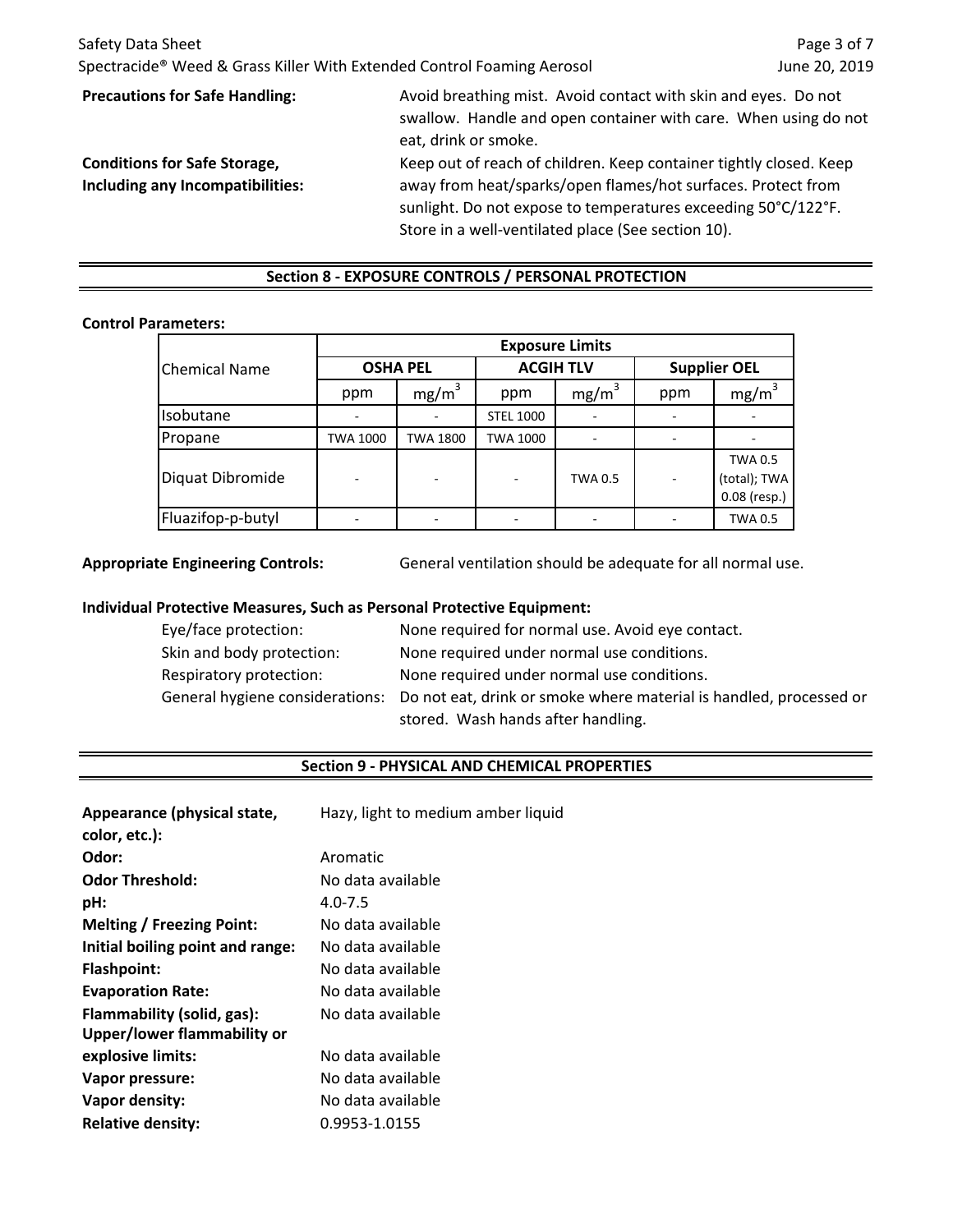**Precautions for Safe Handling:** Avoid breathing mist. Avoid contact with skin and eyes. Do not swallow. Handle and open container with care. When using do not eat, drink or smoke.

**Conditions for Safe Storage, Including any Incompatibilities:** Keep out of reach of children. Keep container tightly closed. Keep away from heat/sparks/open flames/hot surfaces. Protect from sunlight. Do not expose to temperatures exceeding 50°C/122°F. Store in a well-ventilated place (See section 10).

## Section 8 - EXPOSURE CONTROLS / PERSONAL PROTECTION

**Control Parameters:**

| Chemical Name | Exposure Limits | | | | | |
|---|---|---|---|---|---|---|
| | OSHA PEL | | ACGIH TLV | | Supplier OEL | |
| | ppm | $mg/m^3$ | ppm | $mg/m^3$ | ppm | $mg/m^3$ |
| Isobutane | - | - | STEL 1000 | - | - | - |
| Propane | TWA 1000 | TWA 1800 | TWA 1000 | - | - | - |
| Diquat Dibromide | - | - | - | TWA 0.5 | - | TWA 0.5 (total); TWA 0.08 (resp.) |
| Fluazifop-p-butyl | - | - | - | - | - | TWA 0.5 |

**Appropriate Engineering Controls:** General ventilation should be adequate for all normal use.

**Individual Protective Measures, Such as Personal Protective Equipment:**

Eye/face protection: None required for normal use. Avoid eye contact.
Skin and body protection: None required under normal use conditions.
Respiratory protection: None required under normal use conditions.
General hygiene considerations: Do not eat, drink or smoke where material is handled, processed or stored. Wash hands after handling.

## Section 9 - PHYSICAL AND CHEMICAL PROPERTIES

**Appearance (physical state, color, etc.):** Hazy, light to medium amber liquid
**Odor:** Aromatic
**Odor Threshold:** No data available
**pH:** 4.0-7.5
**Melting / Freezing Point:** No data available
**Initial boiling point and range:** No data available
**Flashpoint:** No data available
**Evaporation Rate:** No data available
**Flammability (solid, gas):** No data available
**Upper/lower flammability or explosive limits:** No data available
**Vapor pressure:** No data available
**Vapor density:** No data available
**Relative density:** 0.9953-1.0155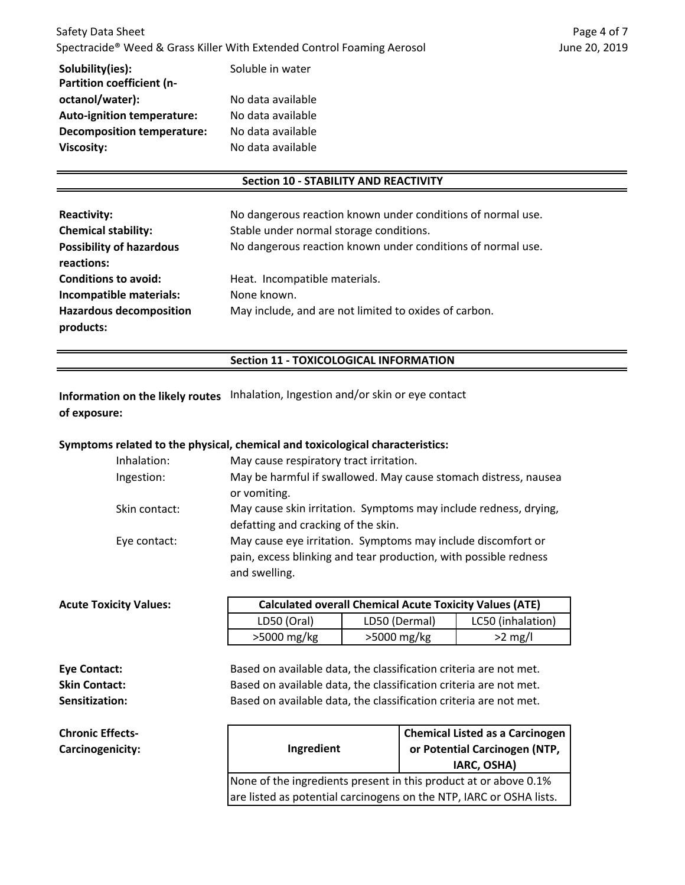**Solubility(ies):** Soluble in water
**Partition coefficient (n-octanol/water):** No data available
**Auto-ignition temperature:** No data available
**Decomposition temperature:** No data available
**Viscosity:** No data available

## Section 10 - STABILITY AND REACTIVITY

**Reactivity:** No dangerous reaction known under conditions of normal use.
**Chemical stability:** Stable under normal storage conditions.
**Possibility of hazardous reactions:** No dangerous reaction known under conditions of normal use.
**Conditions to avoid:** Heat. Incompatible materials.
**Incompatible materials:** None known.
**Hazardous decomposition products:** May include, and are not limited to oxides of carbon.

## Section 11 - TOXICOLOGICAL INFORMATION

**Information on the likely routes of exposure:** Inhalation, Ingestion and/or skin or eye contact

**Symptoms related to the physical, chemical and toxicological characteristics:**

Inhalation: May cause respiratory tract irritation.
Ingestion: May be harmful if swallowed. May cause stomach distress, nausea or vomiting.
Skin contact: May cause skin irritation. Symptoms may include redness, drying, defatting and cracking of the skin.
Eye contact: May cause eye irritation. Symptoms may include discomfort or pain, excess blinking and tear production, with possible redness and swelling.

**Acute Toxicity Values:**

| Calculated overall Chemical Acute Toxicity Values (ATE) | | |
|---|---|---|
| LD50 (Oral) | LD50 (Dermal) | LC50 (inhalation) |
| >5000 mg/kg | >5000 mg/kg | >2 mg/l |

**Eye Contact:** Based on available data, the classification criteria are not met.
**Skin Contact:** Based on available data, the classification criteria are not met.
**Sensitization:** Based on available data, the classification criteria are not met.

**Chronic Effects-Carcinogenicity:**

| Ingredient | Chemical Listed as a Carcinogen or Potential Carcinogen (NTP, IARC, OSHA) |
|---|---|
| None of the ingredients present in this product at or above 0.1% are listed as potential carcinogens on the NTP, IARC or OSHA lists. | |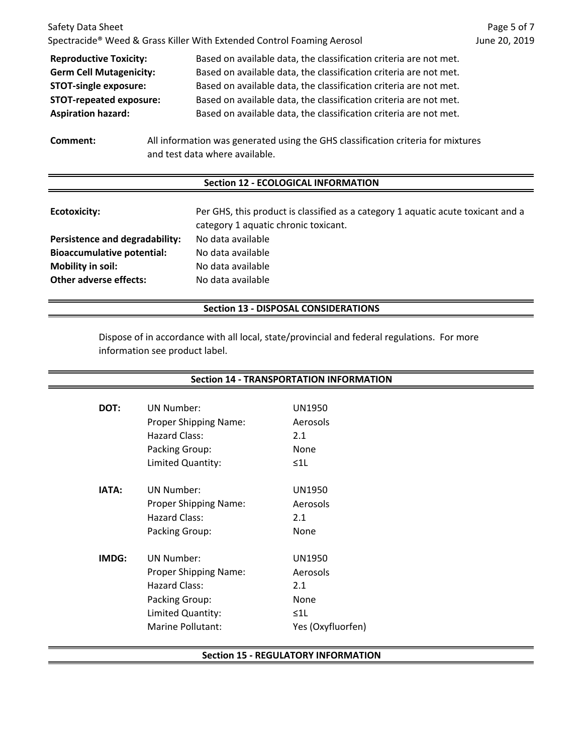| | |
|---|---|
| **Reproductive Toxicity:** | Based on available data, the classification criteria are not met. |
| **Germ Cell Mutagenicity:** | Based on available data, the classification criteria are not met. |
| **STOT-single exposure:** | Based on available data, the classification criteria are not met. |
| **STOT-repeated exposure:** | Based on available data, the classification criteria are not met. |
| **Aspiration hazard:** | Based on available data, the classification criteria are not met. |

**Comment:** All information was generated using the GHS classification criteria for mixtures and test data where available.

## Section 12 - ECOLOGICAL INFORMATION

| | |
|---|---|
| **Ecotoxicity:** | Per GHS, this product is classified as a category 1 aquatic acute toxicant and a category 1 aquatic chronic toxicant. |
| **Persistence and degradability:** | No data available |
| **Bioaccumulative potential:** | No data available |
| **Mobility in soil:** | No data available |
| **Other adverse effects:** | No data available |

## Section 13 - DISPOSAL CONSIDERATIONS

Dispose of in accordance with all local, state/provincial and federal regulations. For more information see product label.

## Section 14 - TRANSPORTATION INFORMATION

| | | |
|---|---|---|
| **DOT:** | UN Number: | UN1950 |
| | Proper Shipping Name: | Aerosols |
| | Hazard Class: | 2.1 |
| | Packing Group: | None |
| | Limited Quantity: | ≤1L |
| **IATA:** | UN Number: | UN1950 |
| | Proper Shipping Name: | Aerosols |
| | Hazard Class: | 2.1 |
| | Packing Group: | None |
| **IMDG:** | UN Number: | UN1950 |
| | Proper Shipping Name: | Aerosols |
| | Hazard Class: | 2.1 |
| | Packing Group: | None |
| | Limited Quantity: | ≤1L |
| | Marine Pollutant: | Yes (Oxyfluorfen) |

## Section 15 - REGULATORY INFORMATION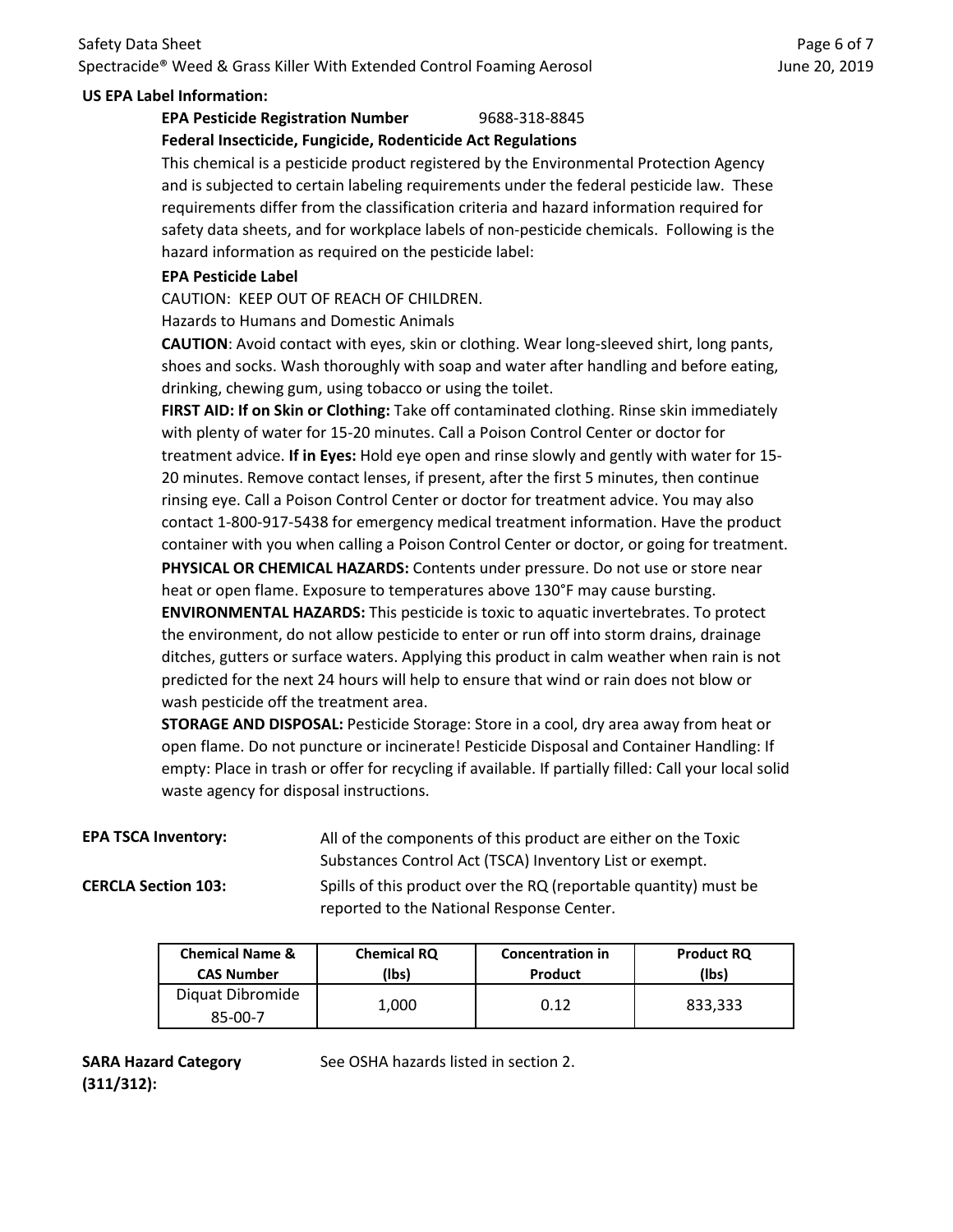**US EPA Label Information:**

**EPA Pesticide Registration Number** 9688-318-8845

**Federal Insecticide, Fungicide, Rodenticide Act Regulations**

This chemical is a pesticide product registered by the Environmental Protection Agency and is subjected to certain labeling requirements under the federal pesticide law. These requirements differ from the classification criteria and hazard information required for safety data sheets, and for workplace labels of non-pesticide chemicals. Following is the hazard information as required on the pesticide label:

**EPA Pesticide Label**

CAUTION: KEEP OUT OF REACH OF CHILDREN.

Hazards to Humans and Domestic Animals

**CAUTION**: Avoid contact with eyes, skin or clothing. Wear long-sleeved shirt, long pants, shoes and socks. Wash thoroughly with soap and water after handling and before eating, drinking, chewing gum, using tobacco or using the toilet.

**FIRST AID: If on Skin or Clothing:** Take off contaminated clothing. Rinse skin immediately with plenty of water for 15-20 minutes. Call a Poison Control Center or doctor for treatment advice. **If in Eyes:** Hold eye open and rinse slowly and gently with water for 15-20 minutes. Remove contact lenses, if present, after the first 5 minutes, then continue rinsing eye. Call a Poison Control Center or doctor for treatment advice. You may also contact 1-800-917-5438 for emergency medical treatment information. Have the product container with you when calling a Poison Control Center or doctor, or going for treatment.

**PHYSICAL OR CHEMICAL HAZARDS:** Contents under pressure. Do not use or store near heat or open flame. Exposure to temperatures above 130°F may cause bursting.

**ENVIRONMENTAL HAZARDS:** This pesticide is toxic to aquatic invertebrates. To protect the environment, do not allow pesticide to enter or run off into storm drains, drainage ditches, gutters or surface waters. Applying this product in calm weather when rain is not predicted for the next 24 hours will help to ensure that wind or rain does not blow or wash pesticide off the treatment area.

**STORAGE AND DISPOSAL:** Pesticide Storage: Store in a cool, dry area away from heat or open flame. Do not puncture or incinerate! Pesticide Disposal and Container Handling: If empty: Place in trash or offer for recycling if available. If partially filled: Call your local solid waste agency for disposal instructions.

**EPA TSCA Inventory:** All of the components of this product are either on the Toxic Substances Control Act (TSCA) Inventory List or exempt.

**CERCLA Section 103:** Spills of this product over the RQ (reportable quantity) must be reported to the National Response Center.

| Chemical Name & CAS Number | Chemical RQ (lbs) | Concentration in Product | Product RQ (lbs) |
|---|---|---|---|
| Diquat Dibromide 85-00-7 | 1,000 | 0.12 | 833,333 |

**SARA Hazard Category (311/312):** See OSHA hazards listed in section 2.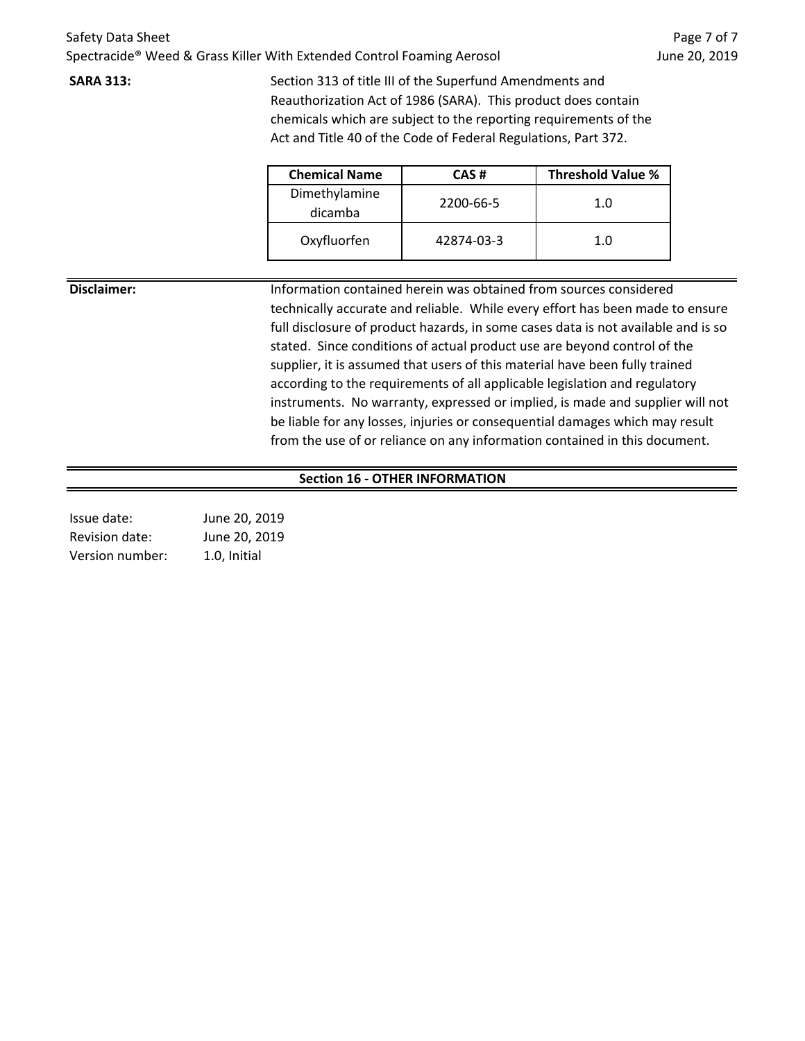**SARA 313:** Section 313 of title III of the Superfund Amendments and Reauthorization Act of 1986 (SARA). This product does contain chemicals which are subject to the reporting requirements of the Act and Title 40 of the Code of Federal Regulations, Part 372.

| Chemical Name | CAS # | Threshold Value % |
|---|---|---|
| Dimethylamine dicamba | 2200-66-5 | 1.0 |
| Oxyfluorfen | 42874-03-3 | 1.0 |

**Disclaimer:** Information contained herein was obtained from sources considered technically accurate and reliable. While every effort has been made to ensure full disclosure of product hazards, in some cases data is not available and is so stated. Since conditions of actual product use are beyond control of the supplier, it is assumed that users of this material have been fully trained according to the requirements of all applicable legislation and regulatory instruments. No warranty, expressed or implied, is made and supplier will not be liable for any losses, injuries or consequential damages which may result from the use of or reliance on any information contained in this document.

## Section 16 - OTHER INFORMATION

Issue date: June 20, 2019
Revision date: June 20, 2019
Version number: 1.0, Initial